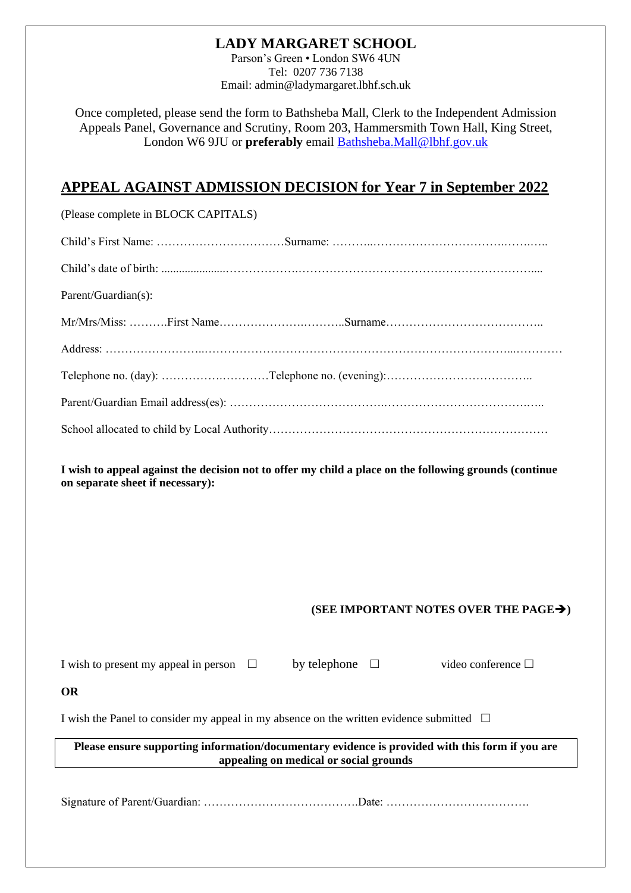# LADY MARGARET SCHOOL

Parson's Green • London SW6 4UN
Tel: 0207 736 7138
Email: admin@ladymargaret.lbhf.sch.uk

Once completed, please send the form to Bathsheba Mall, Clerk to the Independent Admission Appeals Panel, Governance and Scrutiny, Room 203, Hammersmith Town Hall, King Street, London W6 9JU or **preferably** email [Bathsheba.Mall@lbhf.gov.uk](mailto:Bathsheba.Mall@lbhf.gov.uk)

## APPEAL AGAINST ADMISSION DECISION for Year 7 in September 2022

(Please complete in BLOCK CAPITALS)

Child's First Name: ……………………………Surname: ……………………………………………………

Child's date of birth: ……………………………………………………………………………………………

Parent/Guardian(s):

Mr/Mrs/Miss: ……….First Name…………………………..Surname…………………………………..

Address: ……………………………………………………………………………………………………………

Telephone no. (day): ……………………….Telephone no. (evening):………………………………..

Parent/Guardian Email address(es): ……………………………………………………………………………

School allocated to child by Local Authority……………………………………………………………

**I wish to appeal against the decision not to offer my child a place on the following grounds (continue on separate sheet if necessary):**

**(SEE IMPORTANT NOTES OVER THE PAGE➔)**

I wish to present my appeal in person ☐ by telephone ☐ video conference ☐

**OR**

I wish the Panel to consider my appeal in my absence on the written evidence submitted ☐

**Please ensure supporting information/documentary evidence is provided with this form if you are appealing on medical or social grounds**

Signature of Parent/Guardian: ………………………………….Date: ……………………………….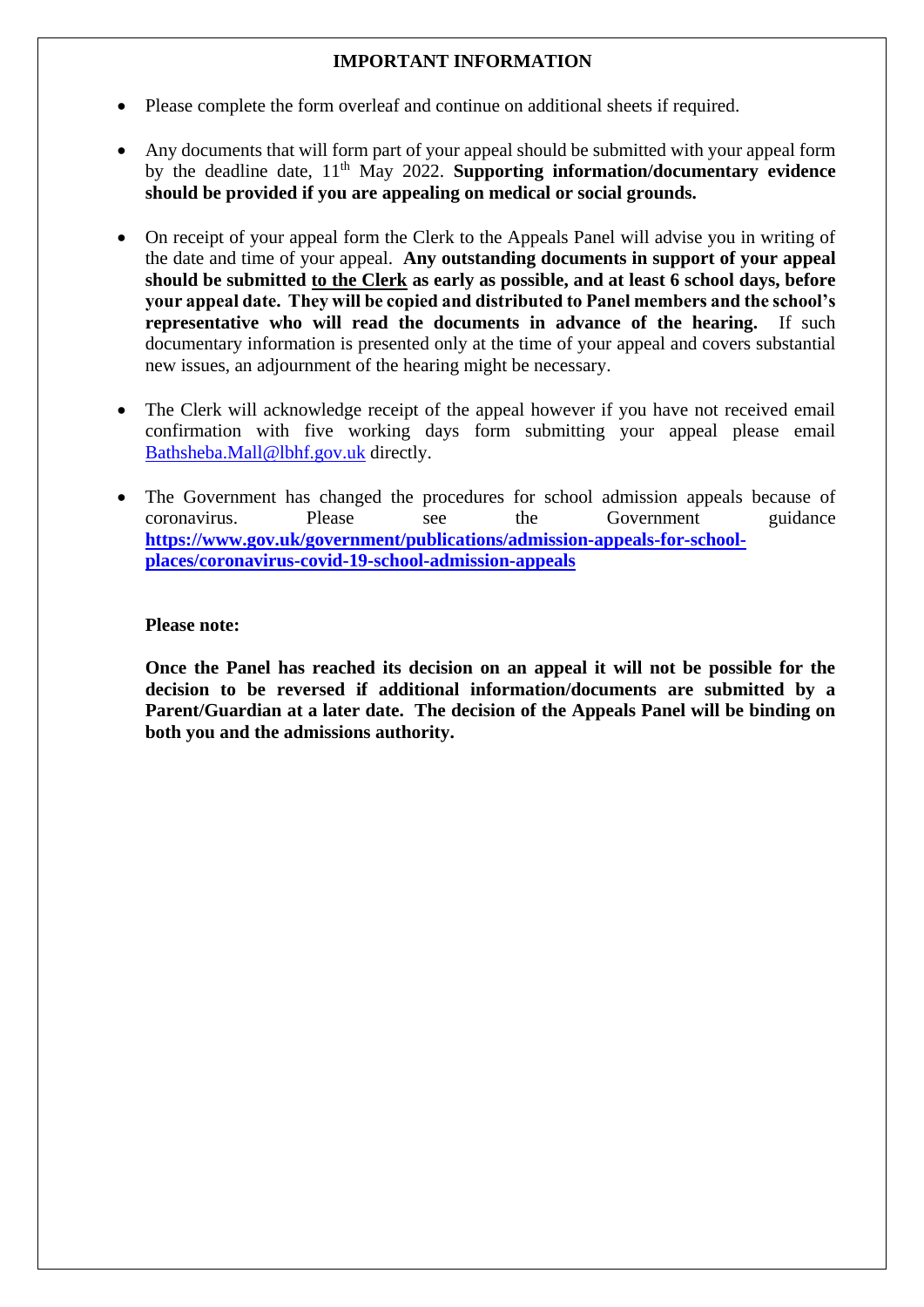## IMPORTANT INFORMATION

- Please complete the form overleaf and continue on additional sheets if required.
- Any documents that will form part of your appeal should be submitted with your appeal form by the deadline date, 11th May 2022. **Supporting information/documentary evidence should be provided if you are appealing on medical or social grounds.**
- On receipt of your appeal form the Clerk to the Appeals Panel will advise you in writing of the date and time of your appeal. **Any outstanding documents in support of your appeal should be submitted to the Clerk as early as possible, and at least 6 school days, before your appeal date. They will be copied and distributed to Panel members and the school's representative who will read the documents in advance of the hearing.** If such documentary information is presented only at the time of your appeal and covers substantial new issues, an adjournment of the hearing might be necessary.
- The Clerk will acknowledge receipt of the appeal however if you have not received email confirmation with five working days form submitting your appeal please email Bathsheba.Mall@lbhf.gov.uk directly.
- The Government has changed the procedures for school admission appeals because of coronavirus. Please see the Government guidance **https://www.gov.uk/government/publications/admission-appeals-for-school-places/coronavirus-covid-19-school-admission-appeals**

**Please note:**

**Once the Panel has reached its decision on an appeal it will not be possible for the decision to be reversed if additional information/documents are submitted by a Parent/Guardian at a later date. The decision of the Appeals Panel will be binding on both you and the admissions authority.**